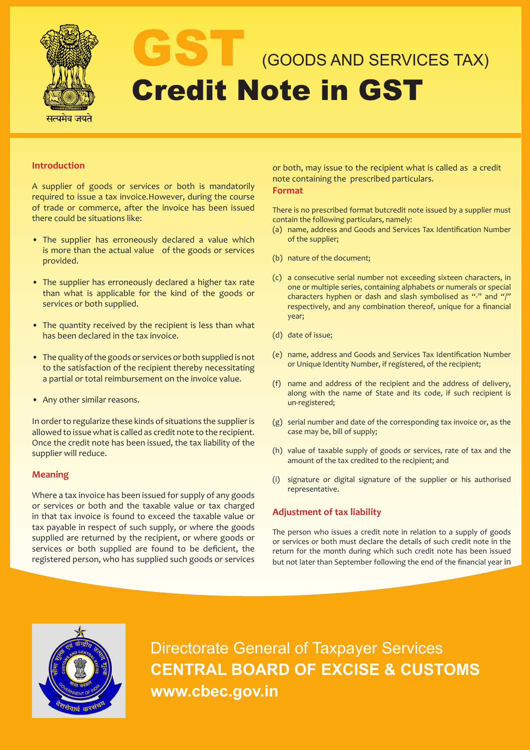# GST (GOODS AND SERVICES TAX)

# Credit Note in GST

## Introduction

A supplier of goods or services or both is mandatorily required to issue a tax invoice.However, during the course of trade or commerce, after the invoice has been issued there could be situations like:

- The supplier has erroneously declared a value which is more than the actual value of the goods or services provided.
- The supplier has erroneously declared a higher tax rate than what is applicable for the kind of the goods or services or both supplied.
- The quantity received by the recipient is less than what has been declared in the tax invoice.
- The quality of the goods or services or both supplied is not to the satisfaction of the recipient thereby necessitating a partial or total reimbursement on the invoice value.
- Any other similar reasons.

In order to regularize these kinds of situations the supplier is allowed to issue what is called as credit note to the recipient. Once the credit note has been issued, the tax liability of the supplier will reduce.

## Meaning

Where a tax invoice has been issued for supply of any goods or services or both and the taxable value or tax charged in that tax invoice is found to exceed the taxable value or tax payable in respect of such supply, or where the goods supplied are returned by the recipient, or where goods or services or both supplied are found to be deficient, the registered person, who has supplied such goods or services or both, may issue to the recipient what is called as a credit note containing the prescribed particulars.

## Format

There is no prescribed format butcredit note issued by a supplier must contain the following particulars, namely:

(a) name, address and Goods and Services Tax Identification Number of the supplier;

(b) nature of the document;

(c) a consecutive serial number not exceeding sixteen characters, in one or multiple series, containing alphabets or numerals or special characters hyphen or dash and slash symbolised as "-" and "/" respectively, and any combination thereof, unique for a financial year;

(d) date of issue;

(e) name, address and Goods and Services Tax Identification Number or Unique Identity Number, if registered, of the recipient;

(f) name and address of the recipient and the address of delivery, along with the name of State and its code, if such recipient is un-registered;

(g) serial number and date of the corresponding tax invoice or, as the case may be, bill of supply;

(h) value of taxable supply of goods or services, rate of tax and the amount of the tax credited to the recipient; and

(i) signature or digital signature of the supplier or his authorised representative.

## Adjustment of tax liability

The person who issues a credit note in relation to a supply of goods or services or both must declare the details of such credit note in the return for the month during which such credit note has been issued but not later than September following the end of the financial year in

Directorate General of Taxpayer Services
**CENTRAL BOARD OF EXCISE & CUSTOMS**
**www.cbec.gov.in**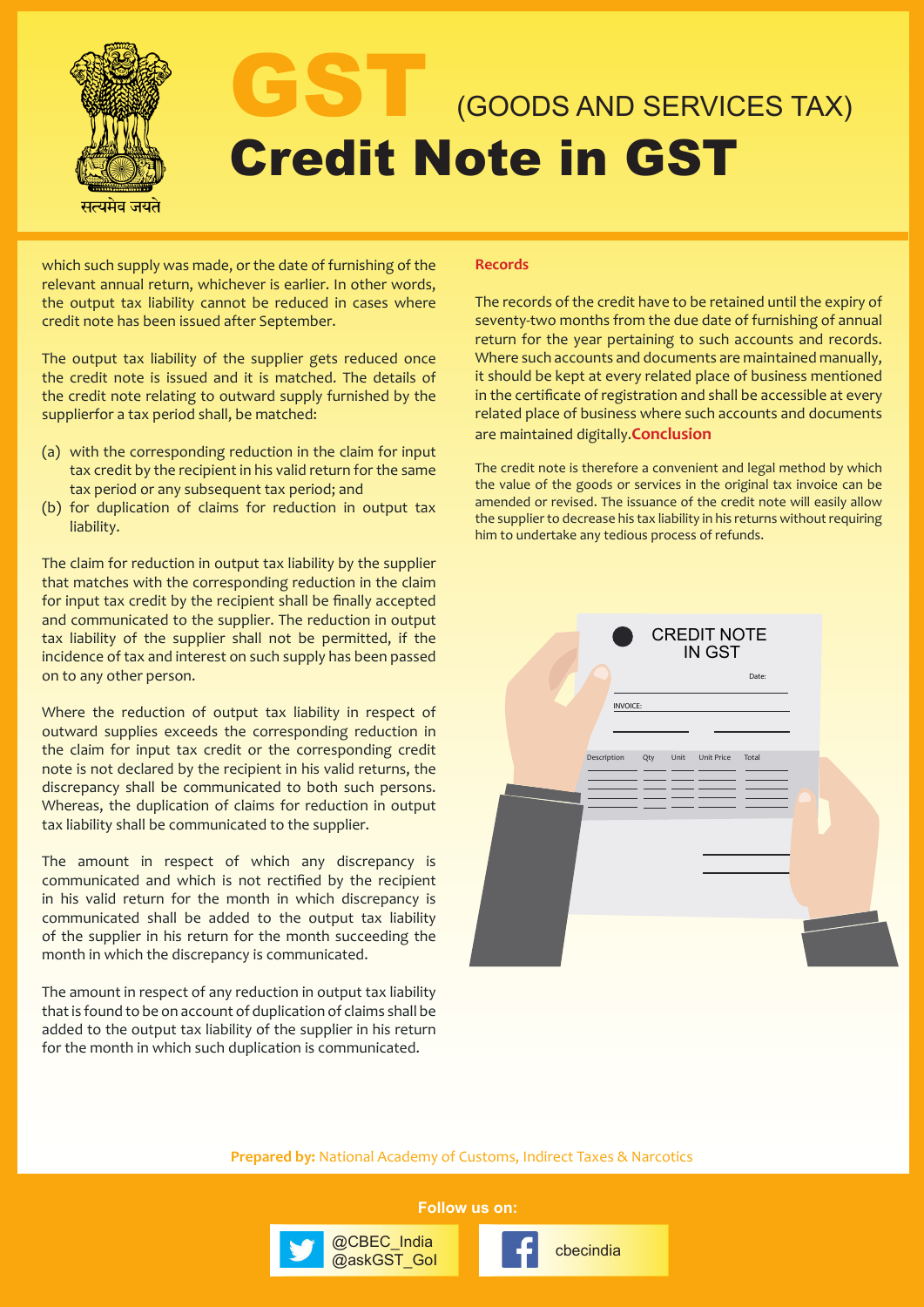# GST (GOODS AND SERVICES TAX)

# Credit Note in GST

which such supply was made, or the date of furnishing of the relevant annual return, whichever is earlier. In other words, the output tax liability cannot be reduced in cases where credit note has been issued after September.

The output tax liability of the supplier gets reduced once the credit note is issued and it is matched. The details of the credit note relating to outward supply furnished by the supplierfor a tax period shall, be matched:

(a) with the corresponding reduction in the claim for input tax credit by the recipient in his valid return for the same tax period or any subsequent tax period; and
(b) for duplication of claims for reduction in output tax liability.

The claim for reduction in output tax liability by the supplier that matches with the corresponding reduction in the claim for input tax credit by the recipient shall be finally accepted and communicated to the supplier. The reduction in output tax liability of the supplier shall not be permitted, if the incidence of tax and interest on such supply has been passed on to any other person.

Where the reduction of output tax liability in respect of outward supplies exceeds the corresponding reduction in the claim for input tax credit or the corresponding credit note is not declared by the recipient in his valid returns, the discrepancy shall be communicated to both such persons. Whereas, the duplication of claims for reduction in output tax liability shall be communicated to the supplier.

The amount in respect of which any discrepancy is communicated and which is not rectified by the recipient in his valid return for the month in which discrepancy is communicated shall be added to the output tax liability of the supplier in his return for the month succeeding the month in which the discrepancy is communicated.

The amount in respect of any reduction in output tax liability that is found to be on account of duplication of claims shall be added to the output tax liability of the supplier in his return for the month in which such duplication is communicated.

## Records

The records of the credit have to be retained until the expiry of seventy-two months from the due date of furnishing of annual return for the year pertaining to such accounts and records. Where such accounts and documents are maintained manually, it should be kept at every related place of business mentioned in the certificate of registration and shall be accessible at every related place of business where such accounts and documents are maintained digitally.

## Conclusion

The credit note is therefore a convenient and legal method by which the value of the goods or services in the original tax invoice can be amended or revised. The issuance of the credit note will easily allow the supplier to decrease his tax liability in his returns without requiring him to undertake any tedious process of refunds.

**Prepared by:** National Academy of Customs, Indirect Taxes & Narcotics

**Follow us on:**

@CBEC_India
@askGST_GoI

cbecindia